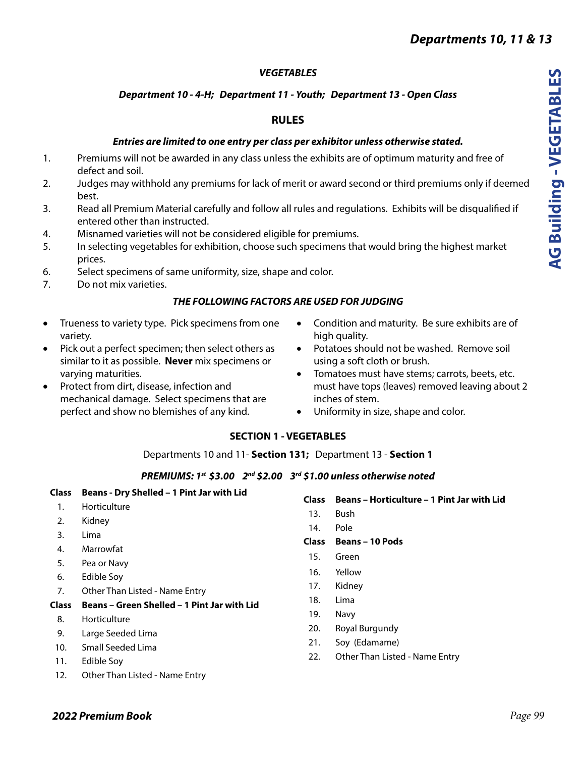# VEGETABLES

## *Department 10 - 4-H; Department 11 - Youth; Department 13 - Open Class*

## RULES

***Entries are limited to one entry per class per exhibitor unless otherwise stated.***

1. Premiums will not be awarded in any class unless the exhibits are of optimum maturity and free of defect and soil.
2. Judges may withhold any premiums for lack of merit or award second or third premiums only if deemed best.
3. Read all Premium Material carefully and follow all rules and regulations. Exhibits will be disqualified if entered other than instructed.
4. Misnamed varieties will not be considered eligible for premiums.
5. In selecting vegetables for exhibition, choose such specimens that would bring the highest market prices.
6. Select specimens of same uniformity, size, shape and color.
7. Do not mix varieties.

### *THE FOLLOWING FACTORS ARE USED FOR JUDGING*

- Trueness to variety type. Pick specimens from one variety.
- Pick out a perfect specimen; then select others as similar to it as possible. **Never** mix specimens or varying maturities.
- Protect from dirt, disease, infection and mechanical damage. Select specimens that are perfect and show no blemishes of any kind.
- Condition and maturity. Be sure exhibits are of high quality.
- Potatoes should not be washed. Remove soil using a soft cloth or brush.
- Tomatoes must have stems; carrots, beets, etc. must have tops (leaves) removed leaving about 2 inches of stem.
- Uniformity in size, shape and color.

## SECTION 1 - VEGETABLES

Departments 10 and 11- **Section 131;** Department 13 - **Section 1**

***PREMIUMS: 1st $3.00 2nd $2.00 3rd $1.00 unless otherwise noted***

| Class | Beans - Dry Shelled – 1 Pint Jar with Lid |
|---|---|
| 1. | Horticulture |
| 2. | Kidney |
| 3. | Lima |
| 4. | Marrowfat |
| 5. | Pea or Navy |
| 6. | Edible Soy |
| 7. | Other Than Listed - Name Entry |

| Class | Beans – Green Shelled – 1 Pint Jar with Lid |
|---|---|
| 8. | Horticulture |
| 9. | Large Seeded Lima |
| 10. | Small Seeded Lima |
| 11. | Edible Soy |
| 12. | Other Than Listed - Name Entry |

| Class | Beans – Horticulture – 1 Pint Jar with Lid |
|---|---|
| 13. | Bush |
| 14. | Pole |

| Class | Beans – 10 Pods |
|---|---|
| 15. | Green |
| 16. | Yellow |
| 17. | Kidney |
| 18. | Lima |
| 19. | Navy |
| 20. | Royal Burgundy |
| 21. | Soy (Edamame) |
| 22. | Other Than Listed - Name Entry |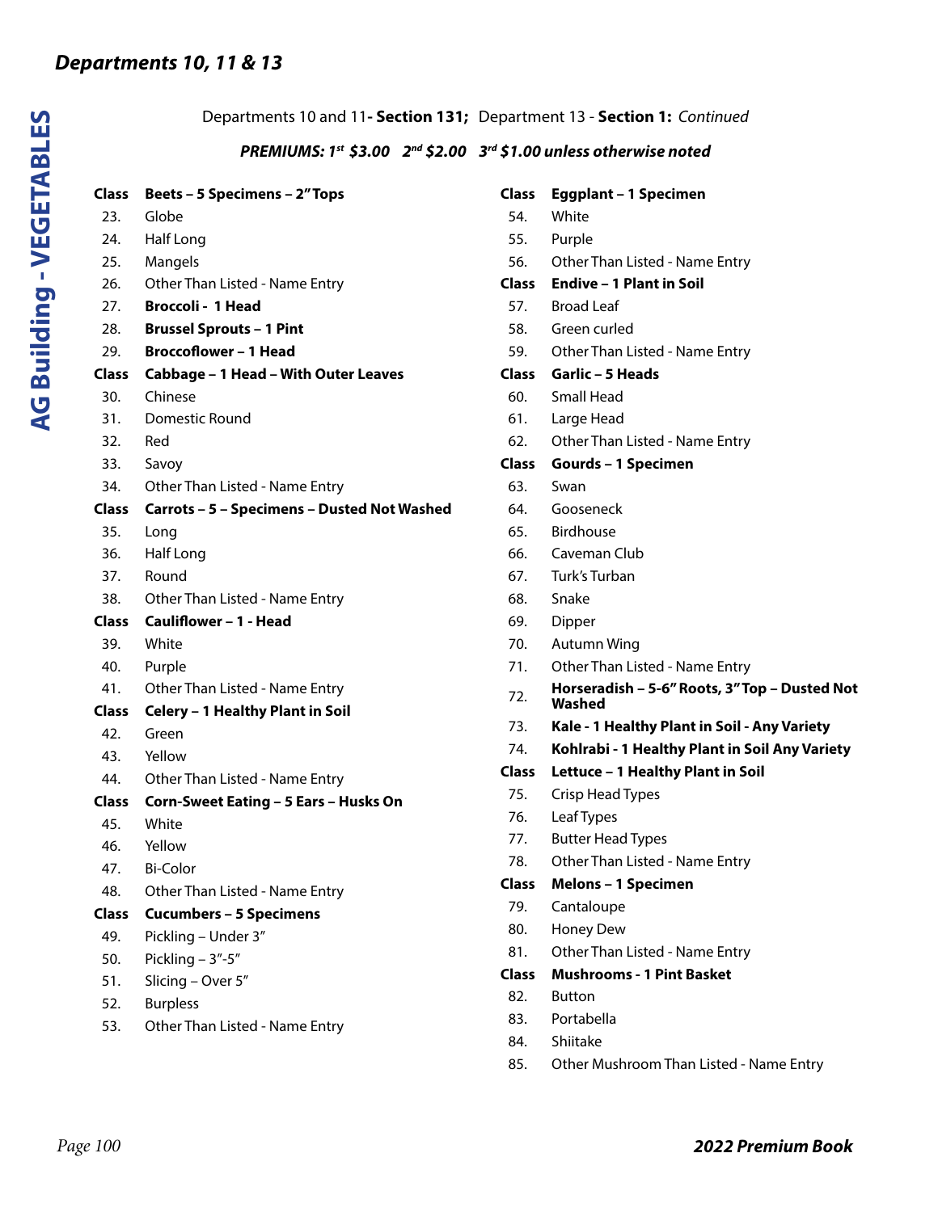## Departments 10, 11 & 13

Departments 10 and 11- **Section 131;** Department 13 - **Section 1:** *Continued*

***PREMIUMS: 1st $3.00 2nd $2.00 3rd $1.00 unless otherwise noted***

**Class Beets – 5 Specimens – 2" Tops**
23. Globe
24. Half Long
25. Mangels
26. Other Than Listed - Name Entry
27. **Broccoli - 1 Head**
28. **Brussel Sprouts – 1 Pint**
29. **Broccoflower – 1 Head**

**Class Cabbage – 1 Head – With Outer Leaves**
30. Chinese
31. Domestic Round
32. Red
33. Savoy
34. Other Than Listed - Name Entry

**Class Carrots – 5 – Specimens – Dusted Not Washed**
35. Long
36. Half Long
37. Round
38. Other Than Listed - Name Entry

**Class Cauliflower – 1 - Head**
39. White
40. Purple
41. Other Than Listed - Name Entry

**Class Celery – 1 Healthy Plant in Soil**
42. Green
43. Yellow
44. Other Than Listed - Name Entry

**Class Corn-Sweet Eating – 5 Ears – Husks On**
45. White
46. Yellow
47. Bi-Color
48. Other Than Listed - Name Entry

**Class Cucumbers – 5 Specimens**
49. Pickling – Under 3"
50. Pickling – 3"-5"
51. Slicing – Over 5"
52. Burpless
53. Other Than Listed - Name Entry

**Class Eggplant – 1 Specimen**
54. White
55. Purple
56. Other Than Listed - Name Entry

**Class Endive – 1 Plant in Soil**
57. Broad Leaf
58. Green curled
59. Other Than Listed - Name Entry

**Class Garlic – 5 Heads**
60. Small Head
61. Large Head
62. Other Than Listed - Name Entry

**Class Gourds – 1 Specimen**
63. Swan
64. Gooseneck
65. Birdhouse
66. Caveman Club
67. Turk's Turban
68. Snake
69. Dipper
70. Autumn Wing
71. Other Than Listed - Name Entry
72. **Horseradish – 5-6" Roots, 3" Top – Dusted Not Washed**
73. **Kale - 1 Healthy Plant in Soil - Any Variety**
74. **Kohlrabi - 1 Healthy Plant in Soil Any Variety**

**Class Lettuce – 1 Healthy Plant in Soil**
75. Crisp Head Types
76. Leaf Types
77. Butter Head Types
78. Other Than Listed - Name Entry

**Class Melons – 1 Specimen**
79. Cantaloupe
80. Honey Dew
81. Other Than Listed - Name Entry

**Class Mushrooms - 1 Pint Basket**
82. Button
83. Portabella
84. Shiitake
85. Other Mushroom Than Listed - Name Entry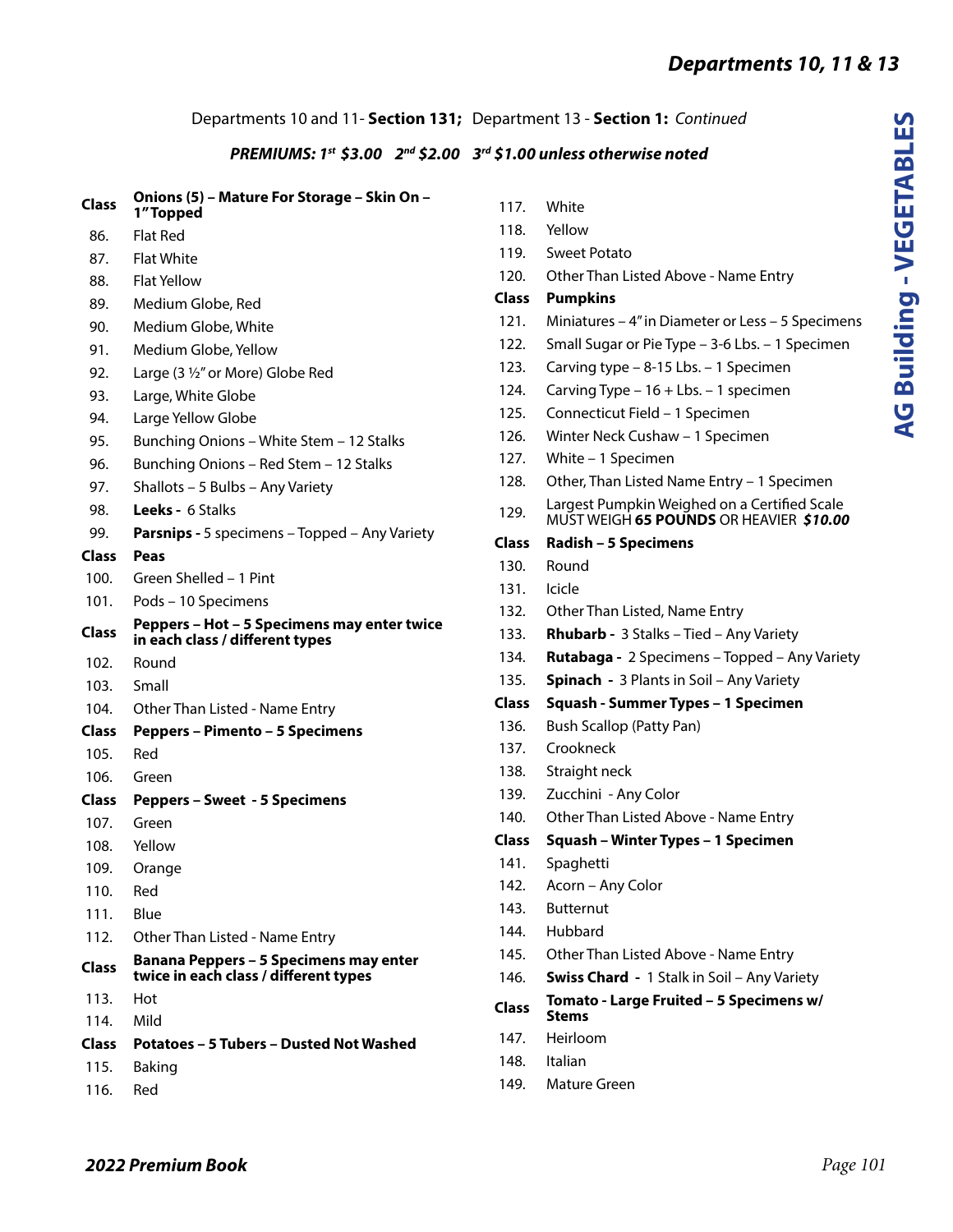Departments 10 and 11- **Section 131;** Department 13 - **Section 1:** *Continued*

***PREMIUMS: 1st $3.00 2nd $2.00 3rd $1.00 unless otherwise noted***

| Class | Onions (5) – Mature For Storage – Skin On – 1" Topped |
|---|---|
| 86. | Flat Red |
| 87. | Flat White |
| 88. | Flat Yellow |
| 89. | Medium Globe, Red |
| 90. | Medium Globe, White |
| 91. | Medium Globe, Yellow |
| 92. | Large (3 ½" or More) Globe Red |
| 93. | Large, White Globe |
| 94. | Large Yellow Globe |
| 95. | Bunching Onions – White Stem – 12 Stalks |
| 96. | Bunching Onions – Red Stem – 12 Stalks |
| 97. | Shallots – 5 Bulbs – Any Variety |
| 98. | **Leeks -** 6 Stalks |
| 99. | **Parsnips -** 5 specimens – Topped – Any Variety |
| **Class** | **Peas** |
| 100. | Green Shelled – 1 Pint |
| 101. | Pods – 10 Specimens |
| **Class** | **Peppers – Hot – 5 Specimens may enter twice in each class / different types** |
| 102. | Round |
| 103. | Small |
| 104. | Other Than Listed - Name Entry |
| **Class** | **Peppers – Pimento – 5 Specimens** |
| 105. | Red |
| 106. | Green |
| **Class** | **Peppers – Sweet - 5 Specimens** |
| 107. | Green |
| 108. | Yellow |
| 109. | Orange |
| 110. | Red |
| 111. | Blue |
| 112. | Other Than Listed - Name Entry |
| **Class** | **Banana Peppers – 5 Specimens may enter twice in each class / different types** |
| 113. | Hot |
| 114. | Mild |
| **Class** | **Potatoes – 5 Tubers – Dusted Not Washed** |
| 115. | Baking |
| 116. | Red |
| 117. | White |
| 118. | Yellow |
| 119. | Sweet Potato |
| 120. | Other Than Listed Above - Name Entry |
| **Class** | **Pumpkins** |
| 121. | Miniatures – 4" in Diameter or Less – 5 Specimens |
| 122. | Small Sugar or Pie Type – 3-6 Lbs. – 1 Specimen |
| 123. | Carving type – 8-15 Lbs. – 1 Specimen |
| 124. | Carving Type – 16 + Lbs. – 1 specimen |
| 125. | Connecticut Field – 1 Specimen |
| 126. | Winter Neck Cushaw – 1 Specimen |
| 127. | White – 1 Specimen |
| 128. | Other, Than Listed Name Entry – 1 Specimen |
| 129. | Largest Pumpkin Weighed on a Certified Scale MUST WEIGH **65 POUNDS** OR HEAVIER ***$10.00*** |
| **Class** | **Radish – 5 Specimens** |
| 130. | Round |
| 131. | Icicle |
| 132. | Other Than Listed, Name Entry |
| 133. | **Rhubarb -** 3 Stalks – Tied – Any Variety |
| 134. | **Rutabaga -** 2 Specimens – Topped – Any Variety |
| 135. | **Spinach -** 3 Plants in Soil – Any Variety |
| **Class** | **Squash - Summer Types – 1 Specimen** |
| 136. | Bush Scallop (Patty Pan) |
| 137. | Crookneck |
| 138. | Straight neck |
| 139. | Zucchini - Any Color |
| 140. | Other Than Listed Above - Name Entry |
| **Class** | **Squash – Winter Types – 1 Specimen** |
| 141. | Spaghetti |
| 142. | Acorn – Any Color |
| 143. | Butternut |
| 144. | Hubbard |
| 145. | Other Than Listed Above - Name Entry |
| 146. | **Swiss Chard -** 1 Stalk in Soil – Any Variety |
| **Class** | **Tomato - Large Fruited – 5 Specimens w/ Stems** |
| 147. | Heirloom |
| 148. | Italian |
| 149. | Mature Green |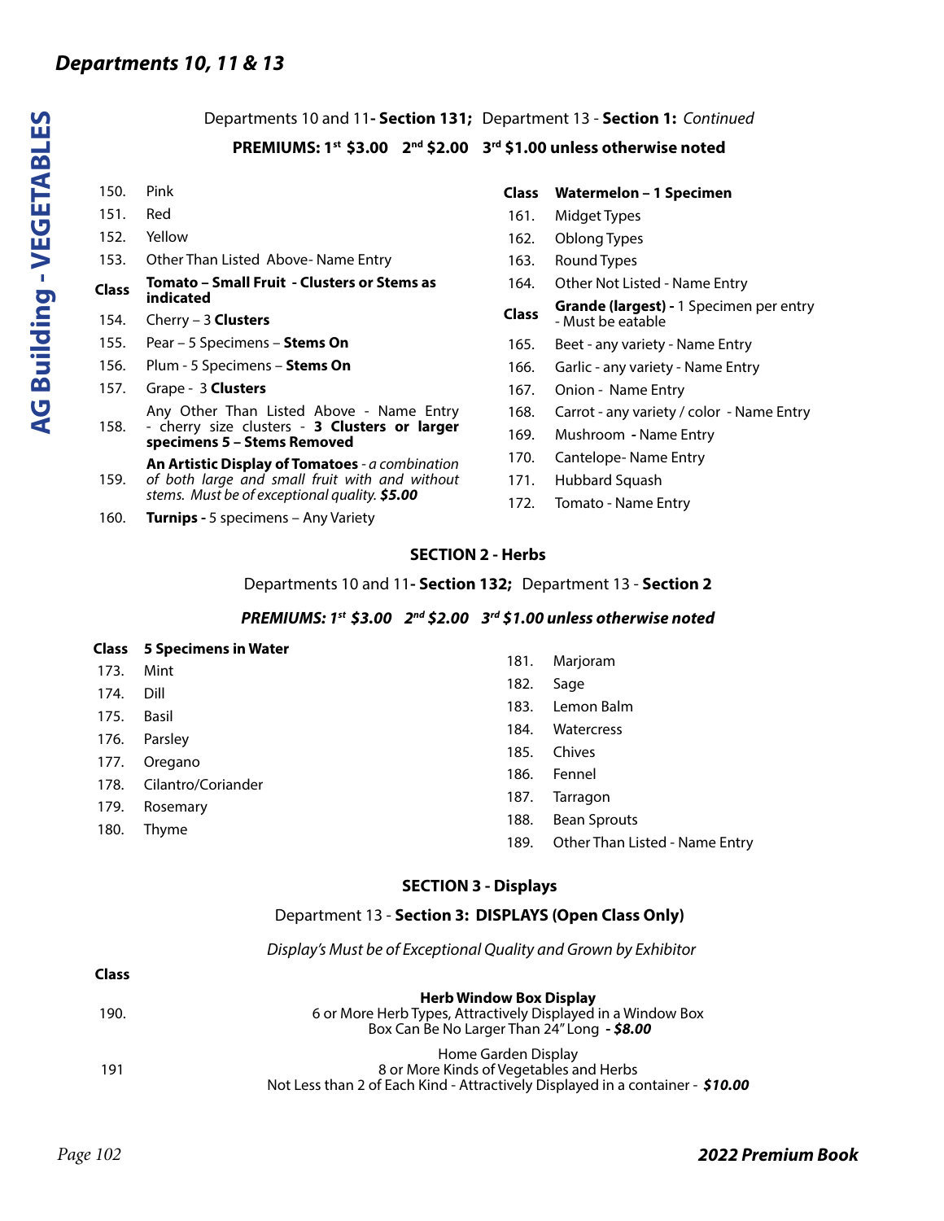# Departments 10, 11 & 13

Departments 10 and 11**- Section 131;** Department 13 - **Section 1:** *Continued*

**PREMIUMS: 1st $3.00 2nd $2.00 3rd $1.00 unless otherwise noted**

150. Pink
151. Red
152. Yellow
153. Other Than Listed Above- Name Entry

| Class | **Tomato – Small Fruit - Clusters or Stems as indicated** |
|---|---|
| 154. | Cherry – 3 **Clusters** |
| 155. | Pear – 5 Specimens – **Stems On** |
| 156. | Plum - 5 Specimens – **Stems On** |
| 157. | Grape - 3 **Clusters** |
| 158. | Any Other Than Listed Above - Name Entry - cherry size clusters - **3 Clusters or larger specimens 5 – Stems Removed** |
| 159. | **An Artistic Display of Tomatoes** - *a combination of both large and small fruit with and without stems. Must be of exceptional quality.* ***$5.00*** |
| 160. | **Turnips -** 5 specimens – Any Variety |

| Class | **Watermelon – 1 Specimen** |
|---|---|
| 161. | Midget Types |
| 162. | Oblong Types |
| 163. | Round Types |
| 164. | Other Not Listed - Name Entry |

| Class | **Grande (largest) -** 1 Specimen per entry - Must be eatable |
|---|---|
| 165. | Beet - any variety - Name Entry |
| 166. | Garlic - any variety - Name Entry |
| 167. | Onion - Name Entry |
| 168. | Carrot - any variety / color - Name Entry |
| 169. | Mushroom **-** Name Entry |
| 170. | Cantelope- Name Entry |
| 171. | Hubbard Squash |
| 172. | Tomato - Name Entry |

## SECTION 2 - Herbs

Departments 10 and 11**- Section 132;** Department 13 - **Section 2**

***PREMIUMS: 1st $3.00 2nd $2.00 3rd $1.00 unless otherwise noted***

| Class | **5 Specimens in Water** |
|---|---|
| 173. | Mint |
| 174. | Dill |
| 175. | Basil |
| 176. | Parsley |
| 177. | Oregano |
| 178. | Cilantro/Coriander |
| 179. | Rosemary |
| 180. | Thyme |
| 181. | Marjoram |
| 182. | Sage |
| 183. | Lemon Balm |
| 184. | Watercress |
| 185. | Chives |
| 186. | Fennel |
| 187. | Tarragon |
| 188. | Bean Sprouts |
| 189. | Other Than Listed - Name Entry |

## SECTION 3 - Displays

Department 13 - **Section 3: DISPLAYS (Open Class Only)**

*Display's Must be of Exceptional Quality and Grown by Exhibitor*

| Class | |
|---|---|
| 190. | **Herb Window Box Display**<br>6 or More Herb Types, Attractively Displayed in a Window Box<br>Box Can Be No Larger Than 24" Long ***- $8.00*** |
| 191 | Home Garden Display<br>8 or More Kinds of Vegetables and Herbs<br>Not Less than 2 of Each Kind - Attractively Displayed in a container - ***$10.00*** |